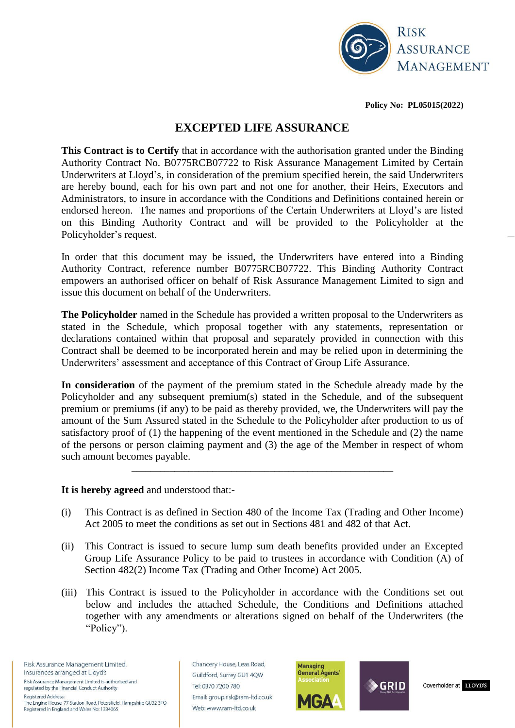**Policy No: PL05015(2022)**

# EXCEPTED LIFE ASSURANCE

**This Contract is to Certify** that in accordance with the authorisation granted under the Binding Authority Contract No. B0775RCB07722 to Risk Assurance Management Limited by Certain Underwriters at Lloyd's, in consideration of the premium specified herein, the said Underwriters are hereby bound, each for his own part and not one for another, their Heirs, Executors and Administrators, to insure in accordance with the Conditions and Definitions contained herein or endorsed hereon. The names and proportions of the Certain Underwriters at Lloyd's are listed on this Binding Authority Contract and will be provided to the Policyholder at the Policyholder's request.

In order that this document may be issued, the Underwriters have entered into a Binding Authority Contract, reference number B0775RCB07722. This Binding Authority Contract empowers an authorised officer on behalf of Risk Assurance Management Limited to sign and issue this document on behalf of the Underwriters.

**The Policyholder** named in the Schedule has provided a written proposal to the Underwriters as stated in the Schedule, which proposal together with any statements, representation or declarations contained within that proposal and separately provided in connection with this Contract shall be deemed to be incorporated herein and may be relied upon in determining the Underwriters' assessment and acceptance of this Contract of Group Life Assurance.

**In consideration** of the payment of the premium stated in the Schedule already made by the Policyholder and any subsequent premium(s) stated in the Schedule, and of the subsequent premium or premiums (if any) to be paid as thereby provided, we, the Underwriters will pay the amount of the Sum Assured stated in the Schedule to the Policyholder after production to us of satisfactory proof of (1) the happening of the event mentioned in the Schedule and (2) the name of the persons or person claiming payment and (3) the age of the Member in respect of whom such amount becomes payable.

---

**It is hereby agreed** and understood that:-

(i) This Contract is as defined in Section 480 of the Income Tax (Trading and Other Income) Act 2005 to meet the conditions as set out in Sections 481 and 482 of that Act.

(ii) This Contract is issued to secure lump sum death benefits provided under an Excepted Group Life Assurance Policy to be paid to trustees in accordance with Condition (A) of Section 482(2) Income Tax (Trading and Other Income) Act 2005.

(iii) This Contract is issued to the Policyholder in accordance with the Conditions set out below and includes the attached Schedule, the Conditions and Definitions attached together with any amendments or alterations signed on behalf of the Underwriters (the "Policy").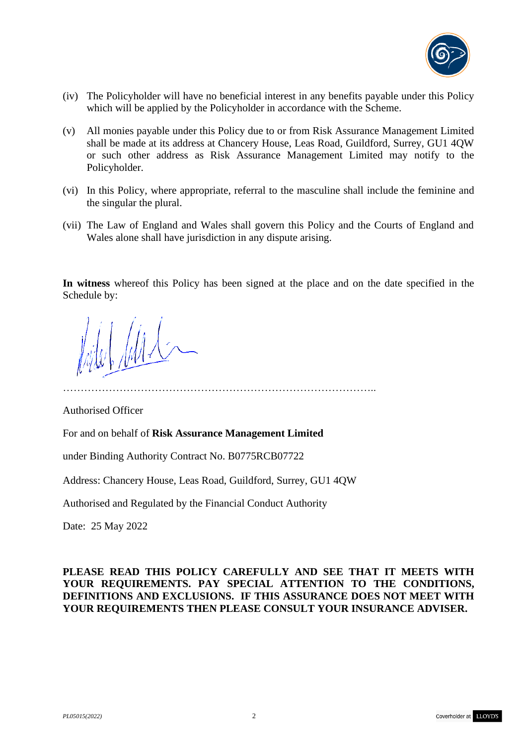(iv) The Policyholder will have no beneficial interest in any benefits payable under this Policy which will be applied by the Policyholder in accordance with the Scheme.

(v) All monies payable under this Policy due to or from Risk Assurance Management Limited shall be made at its address at Chancery House, Leas Road, Guildford, Surrey, GU1 4QW or such other address as Risk Assurance Management Limited may notify to the Policyholder.

(vi) In this Policy, where appropriate, referral to the masculine shall include the feminine and the singular the plural.

(vii) The Law of England and Wales shall govern this Policy and the Courts of England and Wales alone shall have jurisdiction in any dispute arising.

**In witness** whereof this Policy has been signed at the place and on the date specified in the Schedule by:

………………………………………………………………………………..

Authorised Officer

For and on behalf of **Risk Assurance Management Limited**

under Binding Authority Contract No. B0775RCB07722

Address: Chancery House, Leas Road, Guildford, Surrey, GU1 4QW

Authorised and Regulated by the Financial Conduct Authority

Date: 25 May 2022

**PLEASE READ THIS POLICY CAREFULLY AND SEE THAT IT MEETS WITH YOUR REQUIREMENTS. PAY SPECIAL ATTENTION TO THE CONDITIONS, DEFINITIONS AND EXCLUSIONS. IF THIS ASSURANCE DOES NOT MEET WITH YOUR REQUIREMENTS THEN PLEASE CONSULT YOUR INSURANCE ADVISER.**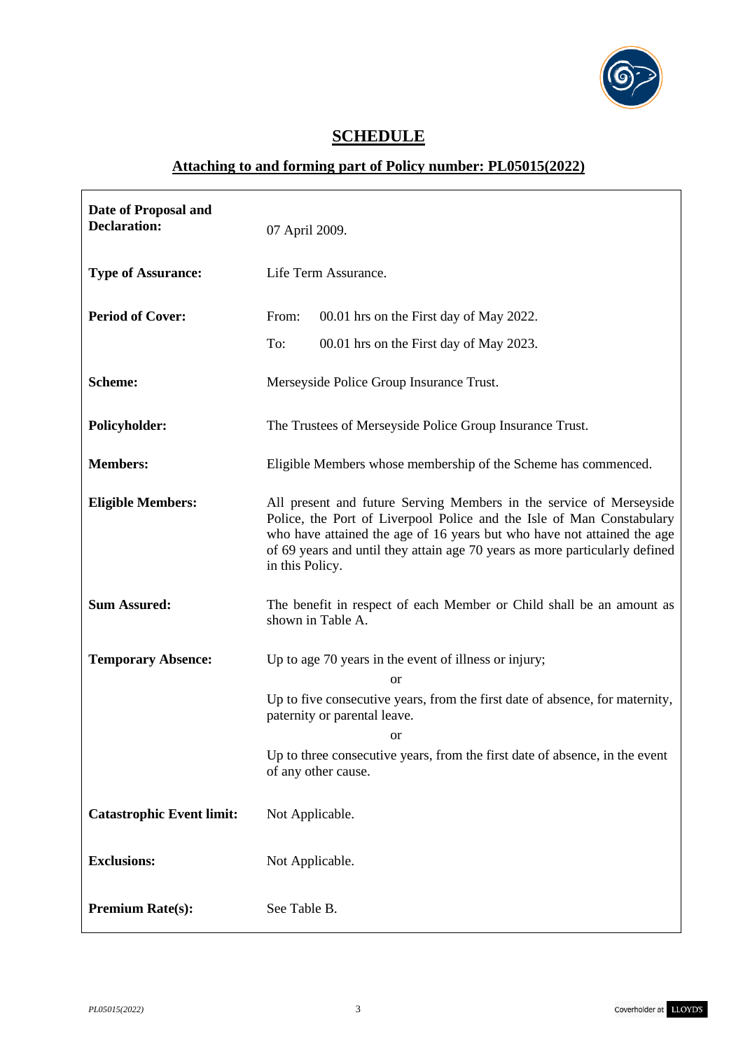# SCHEDULE

## Attaching to and forming part of Policy number: PL05015(2022)

| | |
|---|---|
| **Date of Proposal and Declaration:** | 07 April 2009. |
| **Type of Assurance:** | Life Term Assurance. |
| **Period of Cover:** | From: 00.01 hrs on the First day of May 2022.<br>To: 00.01 hrs on the First day of May 2023. |
| **Scheme:** | Merseyside Police Group Insurance Trust. |
| **Policyholder:** | The Trustees of Merseyside Police Group Insurance Trust. |
| **Members:** | Eligible Members whose membership of the Scheme has commenced. |
| **Eligible Members:** | All present and future Serving Members in the service of Merseyside Police, the Port of Liverpool Police and the Isle of Man Constabulary who have attained the age of 16 years but who have not attained the age of 69 years and until they attain age 70 years as more particularly defined in this Policy. |
| **Sum Assured:** | The benefit in respect of each Member or Child shall be an amount as shown in Table A. |
| **Temporary Absence:** | Up to age 70 years in the event of illness or injury;<br>or<br>Up to five consecutive years, from the first date of absence, for maternity, paternity or parental leave.<br>or<br>Up to three consecutive years, from the first date of absence, in the event of any other cause. |
| **Catastrophic Event limit:** | Not Applicable. |
| **Exclusions:** | Not Applicable. |
| **Premium Rate(s):** | See Table B. |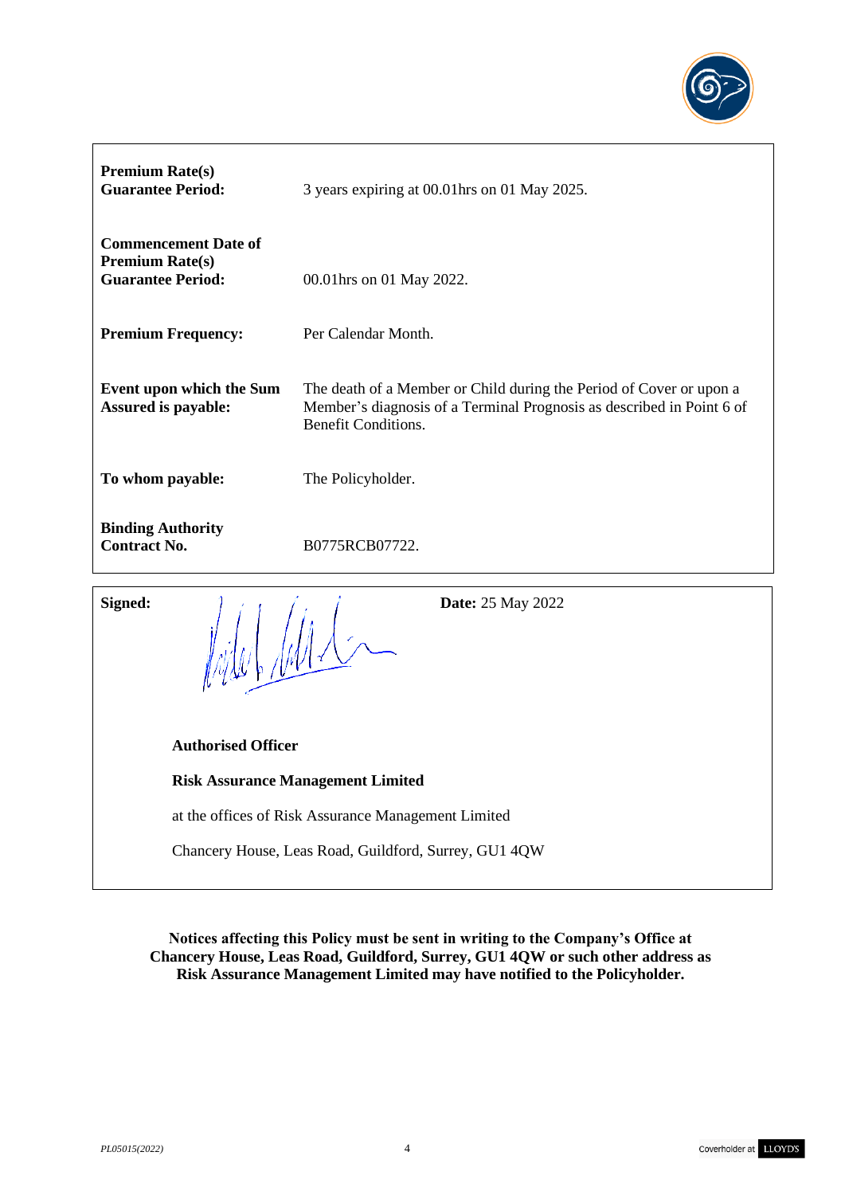| | |
|---|---|
| **Premium Rate(s) Guarantee Period:** | 3 years expiring at 00.01hrs on 01 May 2025. |
| **Commencement Date of Premium Rate(s) Guarantee Period:** | 00.01hrs on 01 May 2022. |
| **Premium Frequency:** | Per Calendar Month. |
| **Event upon which the Sum Assured is payable:** | The death of a Member or Child during the Period of Cover or upon a Member's diagnosis of a Terminal Prognosis as described in Point 6 of Benefit Conditions. |
| **To whom payable:** | The Policyholder. |
| **Binding Authority Contract No.** | B0775RCB07722. |

**Signed:** **Date:** 25 May 2022

**Authorised Officer**

**Risk Assurance Management Limited**

at the offices of Risk Assurance Management Limited

Chancery House, Leas Road, Guildford, Surrey, GU1 4QW

**Notices affecting this Policy must be sent in writing to the Company's Office at Chancery House, Leas Road, Guildford, Surrey, GU1 4QW or such other address as Risk Assurance Management Limited may have notified to the Policyholder.**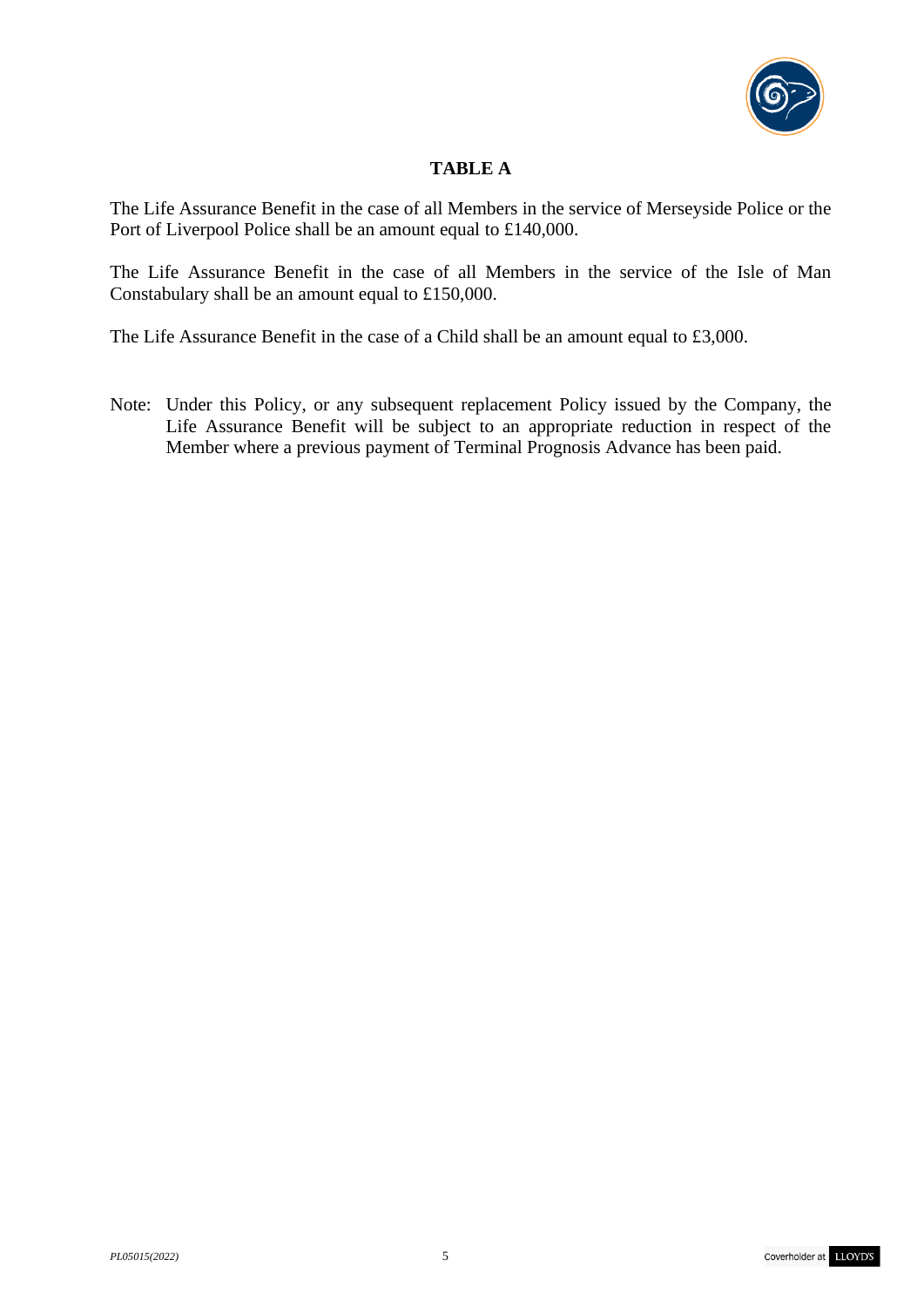## TABLE A

The Life Assurance Benefit in the case of all Members in the service of Merseyside Police or the Port of Liverpool Police shall be an amount equal to £140,000.

The Life Assurance Benefit in the case of all Members in the service of the Isle of Man Constabulary shall be an amount equal to £150,000.

The Life Assurance Benefit in the case of a Child shall be an amount equal to £3,000.

Note: Under this Policy, or any subsequent replacement Policy issued by the Company, the Life Assurance Benefit will be subject to an appropriate reduction in respect of the Member where a previous payment of Terminal Prognosis Advance has been paid.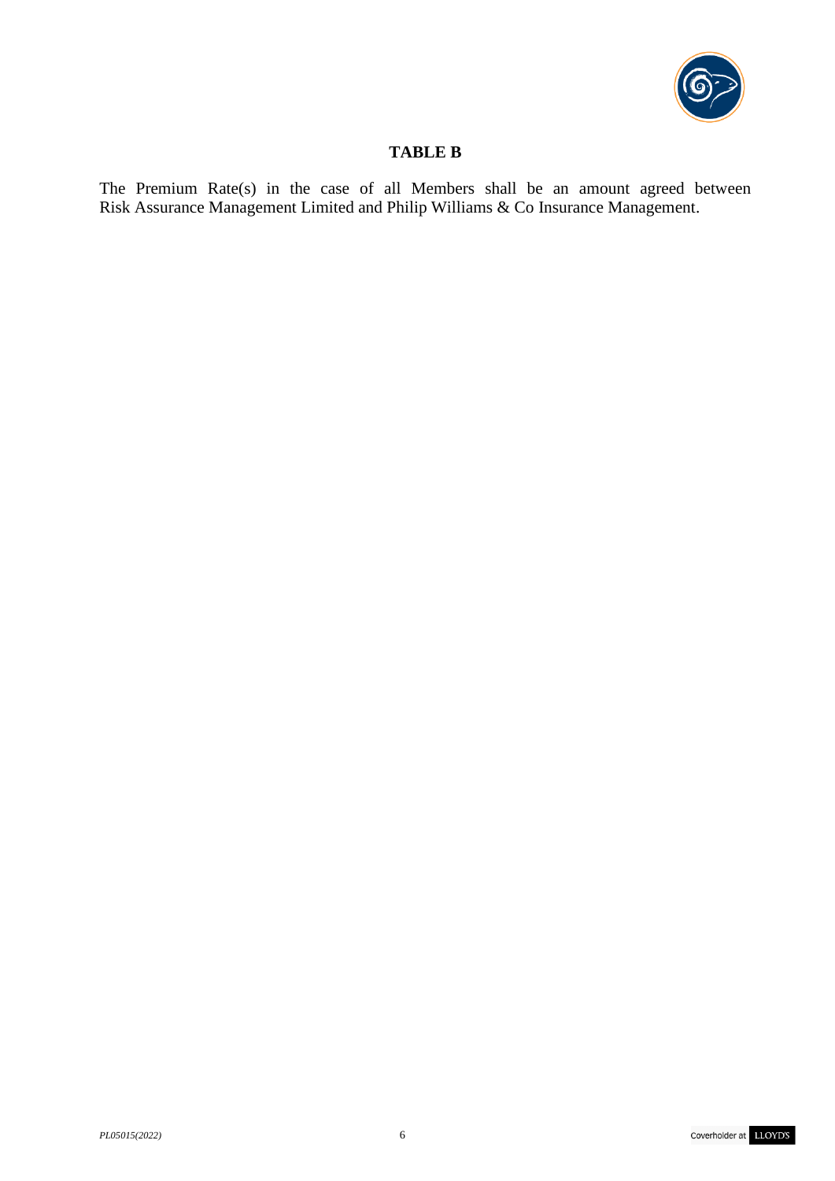## TABLE B

The Premium Rate(s) in the case of all Members shall be an amount agreed between Risk Assurance Management Limited and Philip Williams & Co Insurance Management.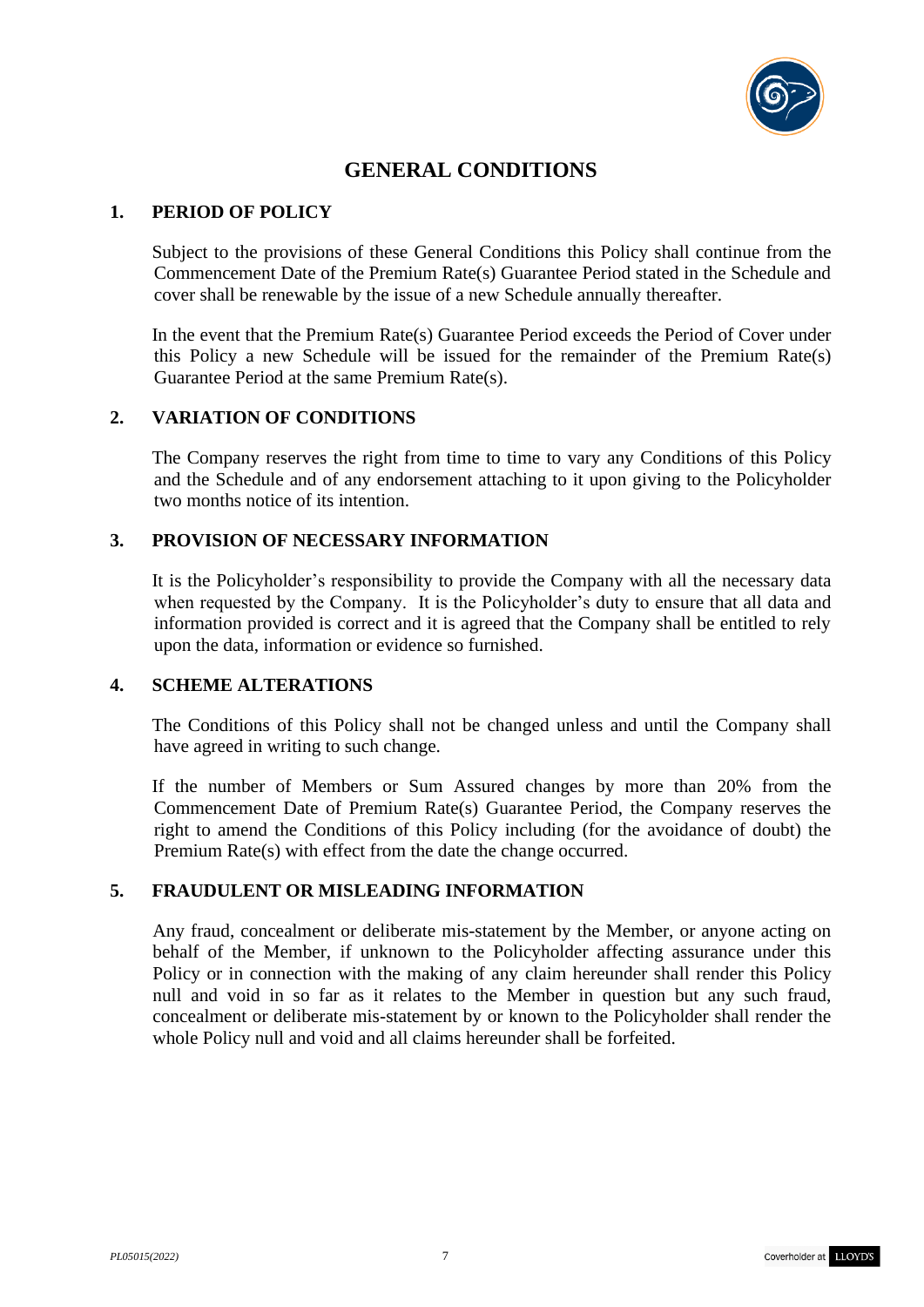# GENERAL CONDITIONS

## 1. PERIOD OF POLICY

Subject to the provisions of these General Conditions this Policy shall continue from the Commencement Date of the Premium Rate(s) Guarantee Period stated in the Schedule and cover shall be renewable by the issue of a new Schedule annually thereafter.

In the event that the Premium Rate(s) Guarantee Period exceeds the Period of Cover under this Policy a new Schedule will be issued for the remainder of the Premium Rate(s) Guarantee Period at the same Premium Rate(s).

## 2. VARIATION OF CONDITIONS

The Company reserves the right from time to time to vary any Conditions of this Policy and the Schedule and of any endorsement attaching to it upon giving to the Policyholder two months notice of its intention.

## 3. PROVISION OF NECESSARY INFORMATION

It is the Policyholder's responsibility to provide the Company with all the necessary data when requested by the Company. It is the Policyholder's duty to ensure that all data and information provided is correct and it is agreed that the Company shall be entitled to rely upon the data, information or evidence so furnished.

## 4. SCHEME ALTERATIONS

The Conditions of this Policy shall not be changed unless and until the Company shall have agreed in writing to such change.

If the number of Members or Sum Assured changes by more than 20% from the Commencement Date of Premium Rate(s) Guarantee Period, the Company reserves the right to amend the Conditions of this Policy including (for the avoidance of doubt) the Premium Rate(s) with effect from the date the change occurred.

## 5. FRAUDULENT OR MISLEADING INFORMATION

Any fraud, concealment or deliberate mis-statement by the Member, or anyone acting on behalf of the Member, if unknown to the Policyholder affecting assurance under this Policy or in connection with the making of any claim hereunder shall render this Policy null and void in so far as it relates to the Member in question but any such fraud, concealment or deliberate mis-statement by or known to the Policyholder shall render the whole Policy null and void and all claims hereunder shall be forfeited.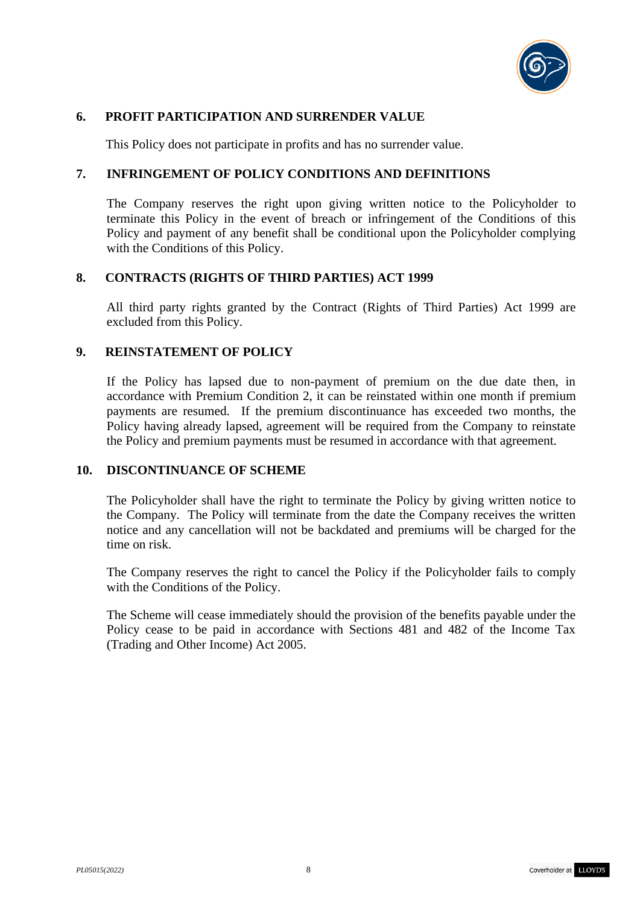## 6. PROFIT PARTICIPATION AND SURRENDER VALUE

This Policy does not participate in profits and has no surrender value.

## 7. INFRINGEMENT OF POLICY CONDITIONS AND DEFINITIONS

The Company reserves the right upon giving written notice to the Policyholder to terminate this Policy in the event of breach or infringement of the Conditions of this Policy and payment of any benefit shall be conditional upon the Policyholder complying with the Conditions of this Policy.

## 8. CONTRACTS (RIGHTS OF THIRD PARTIES) ACT 1999

All third party rights granted by the Contract (Rights of Third Parties) Act 1999 are excluded from this Policy.

## 9. REINSTATEMENT OF POLICY

If the Policy has lapsed due to non-payment of premium on the due date then, in accordance with Premium Condition 2, it can be reinstated within one month if premium payments are resumed. If the premium discontinuance has exceeded two months, the Policy having already lapsed, agreement will be required from the Company to reinstate the Policy and premium payments must be resumed in accordance with that agreement.

## 10. DISCONTINUANCE OF SCHEME

The Policyholder shall have the right to terminate the Policy by giving written notice to the Company. The Policy will terminate from the date the Company receives the written notice and any cancellation will not be backdated and premiums will be charged for the time on risk.

The Company reserves the right to cancel the Policy if the Policyholder fails to comply with the Conditions of the Policy.

The Scheme will cease immediately should the provision of the benefits payable under the Policy cease to be paid in accordance with Sections 481 and 482 of the Income Tax (Trading and Other Income) Act 2005.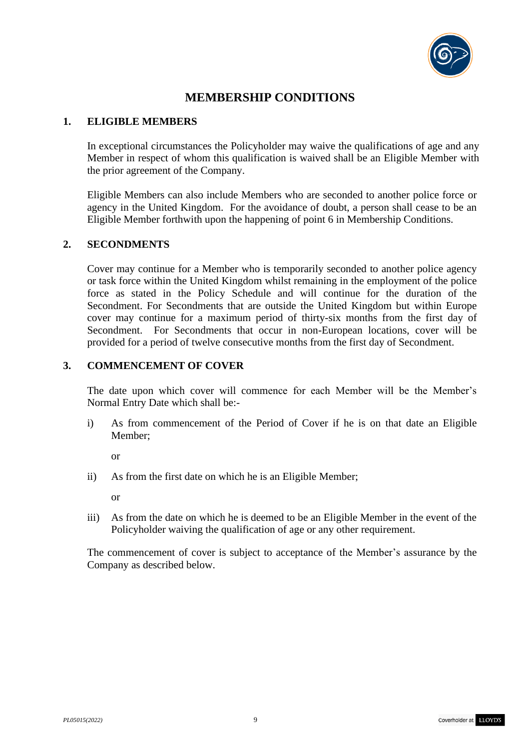# MEMBERSHIP CONDITIONS

## 1. ELIGIBLE MEMBERS

In exceptional circumstances the Policyholder may waive the qualifications of age and any Member in respect of whom this qualification is waived shall be an Eligible Member with the prior agreement of the Company.

Eligible Members can also include Members who are seconded to another police force or agency in the United Kingdom. For the avoidance of doubt, a person shall cease to be an Eligible Member forthwith upon the happening of point 6 in Membership Conditions.

## 2. SECONDMENTS

Cover may continue for a Member who is temporarily seconded to another police agency or task force within the United Kingdom whilst remaining in the employment of the police force as stated in the Policy Schedule and will continue for the duration of the Secondment. For Secondments that are outside the United Kingdom but within Europe cover may continue for a maximum period of thirty-six months from the first day of Secondment. For Secondments that occur in non-European locations, cover will be provided for a period of twelve consecutive months from the first day of Secondment.

## 3. COMMENCEMENT OF COVER

The date upon which cover will commence for each Member will be the Member's Normal Entry Date which shall be:-

i) As from commencement of the Period of Cover if he is on that date an Eligible Member;

   or

ii) As from the first date on which he is an Eligible Member;

   or

iii) As from the date on which he is deemed to be an Eligible Member in the event of the Policyholder waiving the qualification of age or any other requirement.

The commencement of cover is subject to acceptance of the Member's assurance by the Company as described below.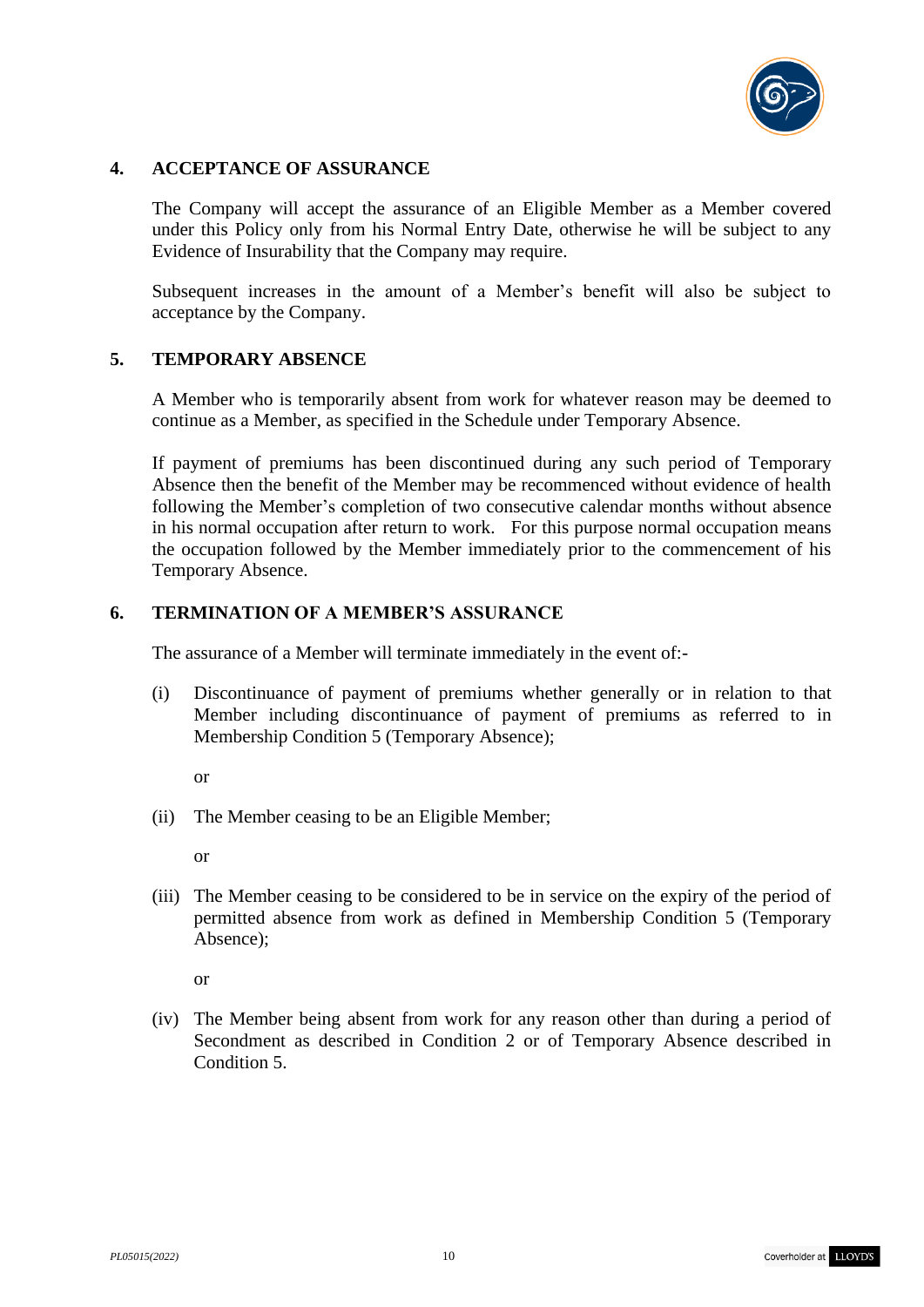## 4. ACCEPTANCE OF ASSURANCE

The Company will accept the assurance of an Eligible Member as a Member covered under this Policy only from his Normal Entry Date, otherwise he will be subject to any Evidence of Insurability that the Company may require.

Subsequent increases in the amount of a Member's benefit will also be subject to acceptance by the Company.

## 5. TEMPORARY ABSENCE

A Member who is temporarily absent from work for whatever reason may be deemed to continue as a Member, as specified in the Schedule under Temporary Absence.

If payment of premiums has been discontinued during any such period of Temporary Absence then the benefit of the Member may be recommenced without evidence of health following the Member's completion of two consecutive calendar months without absence in his normal occupation after return to work. For this purpose normal occupation means the occupation followed by the Member immediately prior to the commencement of his Temporary Absence.

## 6. TERMINATION OF A MEMBER'S ASSURANCE

The assurance of a Member will terminate immediately in the event of:-

(i) Discontinuance of payment of premiums whether generally or in relation to that Member including discontinuance of payment of premiums as referred to in Membership Condition 5 (Temporary Absence);

or

(ii) The Member ceasing to be an Eligible Member;

or

(iii) The Member ceasing to be considered to be in service on the expiry of the period of permitted absence from work as defined in Membership Condition 5 (Temporary Absence);

or

(iv) The Member being absent from work for any reason other than during a period of Secondment as described in Condition 2 or of Temporary Absence described in Condition 5.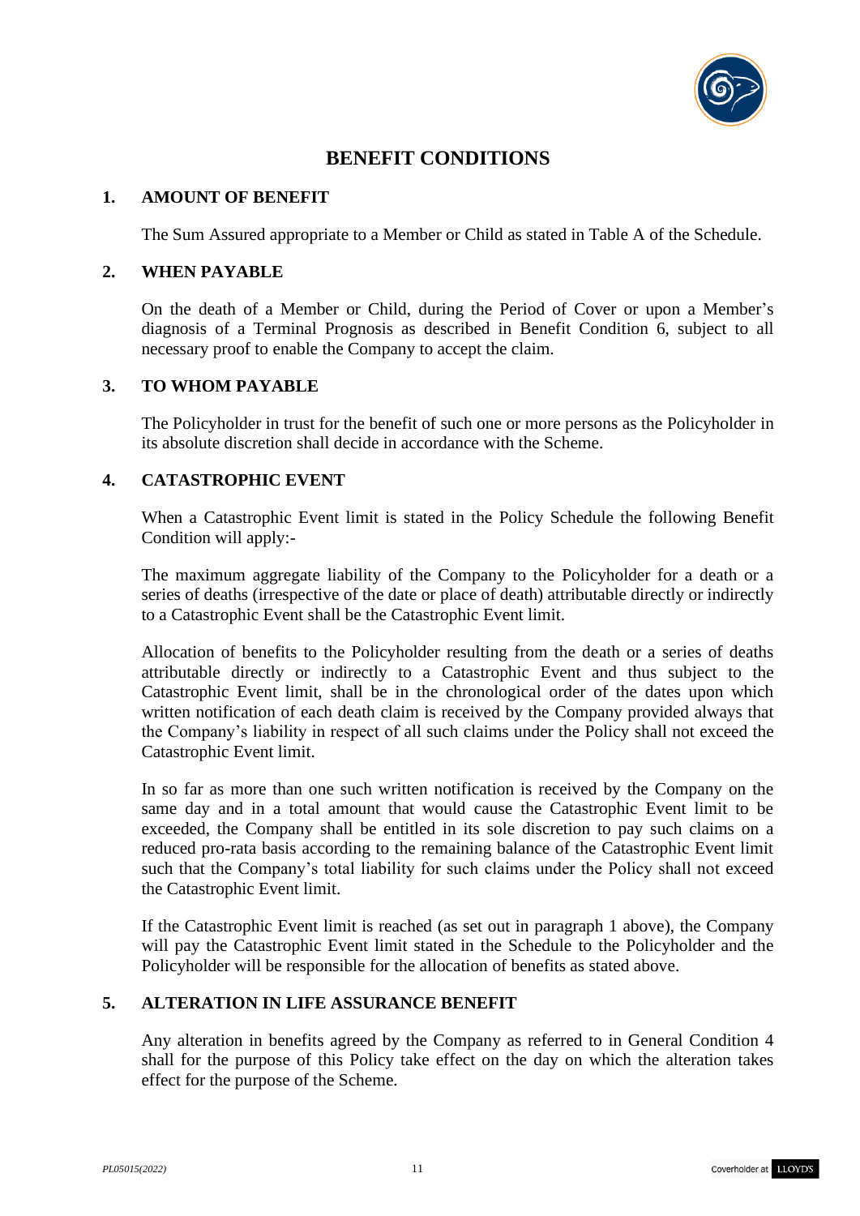# BENEFIT CONDITIONS

## 1. AMOUNT OF BENEFIT

The Sum Assured appropriate to a Member or Child as stated in Table A of the Schedule.

## 2. WHEN PAYABLE

On the death of a Member or Child, during the Period of Cover or upon a Member's diagnosis of a Terminal Prognosis as described in Benefit Condition 6, subject to all necessary proof to enable the Company to accept the claim.

## 3. TO WHOM PAYABLE

The Policyholder in trust for the benefit of such one or more persons as the Policyholder in its absolute discretion shall decide in accordance with the Scheme.

## 4. CATASTROPHIC EVENT

When a Catastrophic Event limit is stated in the Policy Schedule the following Benefit Condition will apply:-

The maximum aggregate liability of the Company to the Policyholder for a death or a series of deaths (irrespective of the date or place of death) attributable directly or indirectly to a Catastrophic Event shall be the Catastrophic Event limit.

Allocation of benefits to the Policyholder resulting from the death or a series of deaths attributable directly or indirectly to a Catastrophic Event and thus subject to the Catastrophic Event limit, shall be in the chronological order of the dates upon which written notification of each death claim is received by the Company provided always that the Company's liability in respect of all such claims under the Policy shall not exceed the Catastrophic Event limit.

In so far as more than one such written notification is received by the Company on the same day and in a total amount that would cause the Catastrophic Event limit to be exceeded, the Company shall be entitled in its sole discretion to pay such claims on a reduced pro-rata basis according to the remaining balance of the Catastrophic Event limit such that the Company's total liability for such claims under the Policy shall not exceed the Catastrophic Event limit.

If the Catastrophic Event limit is reached (as set out in paragraph 1 above), the Company will pay the Catastrophic Event limit stated in the Schedule to the Policyholder and the Policyholder will be responsible for the allocation of benefits as stated above.

## 5. ALTERATION IN LIFE ASSURANCE BENEFIT

Any alteration in benefits agreed by the Company as referred to in General Condition 4 shall for the purpose of this Policy take effect on the day on which the alteration takes effect for the purpose of the Scheme.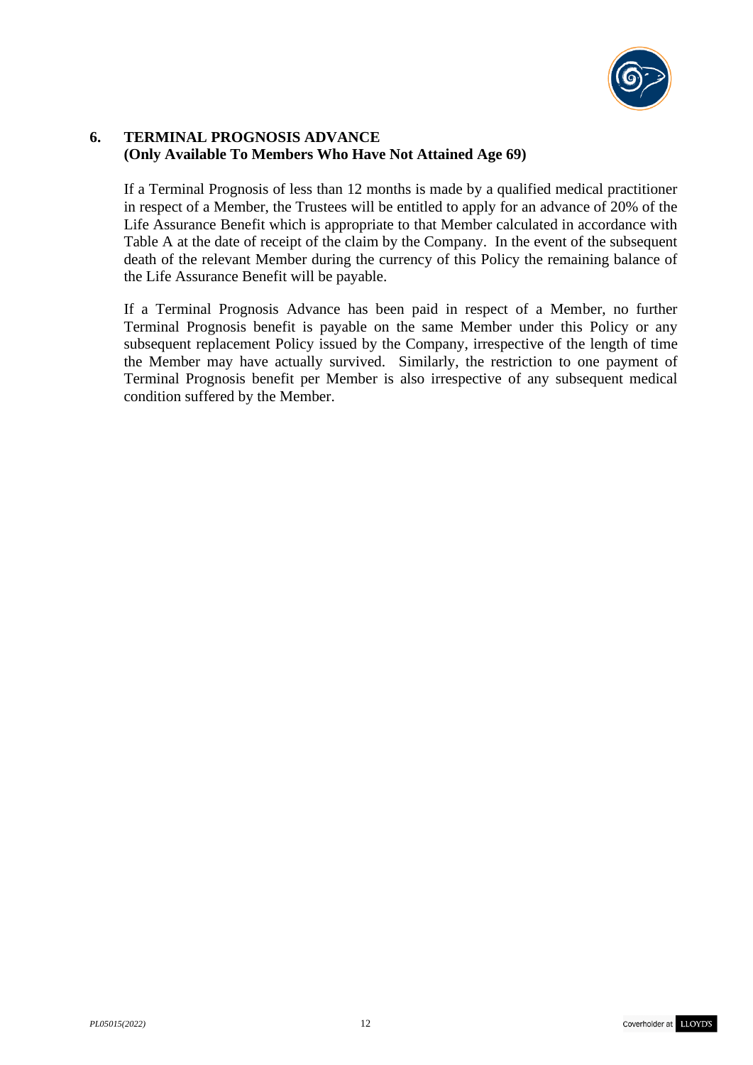## 6. TERMINAL PROGNOSIS ADVANCE
**(Only Available To Members Who Have Not Attained Age 69)**

If a Terminal Prognosis of less than 12 months is made by a qualified medical practitioner in respect of a Member, the Trustees will be entitled to apply for an advance of 20% of the Life Assurance Benefit which is appropriate to that Member calculated in accordance with Table A at the date of receipt of the claim by the Company. In the event of the subsequent death of the relevant Member during the currency of this Policy the remaining balance of the Life Assurance Benefit will be payable.

If a Terminal Prognosis Advance has been paid in respect of a Member, no further Terminal Prognosis benefit is payable on the same Member under this Policy or any subsequent replacement Policy issued by the Company, irrespective of the length of time the Member may have actually survived. Similarly, the restriction to one payment of Terminal Prognosis benefit per Member is also irrespective of any subsequent medical condition suffered by the Member.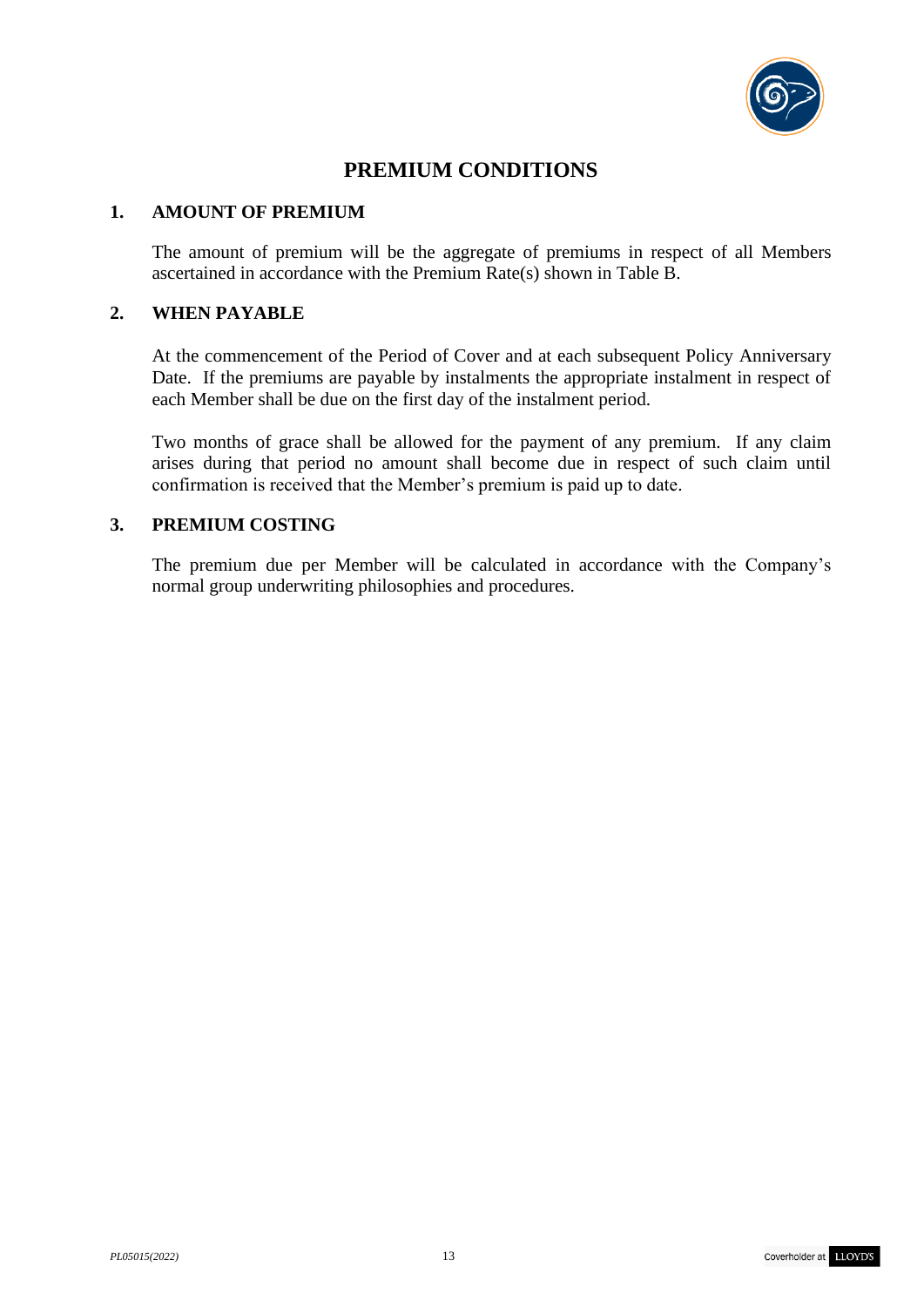# PREMIUM CONDITIONS

## 1. AMOUNT OF PREMIUM

The amount of premium will be the aggregate of premiums in respect of all Members ascertained in accordance with the Premium Rate(s) shown in Table B.

## 2. WHEN PAYABLE

At the commencement of the Period of Cover and at each subsequent Policy Anniversary Date. If the premiums are payable by instalments the appropriate instalment in respect of each Member shall be due on the first day of the instalment period.

Two months of grace shall be allowed for the payment of any premium. If any claim arises during that period no amount shall become due in respect of such claim until confirmation is received that the Member's premium is paid up to date.

## 3. PREMIUM COSTING

The premium due per Member will be calculated in accordance with the Company's normal group underwriting philosophies and procedures.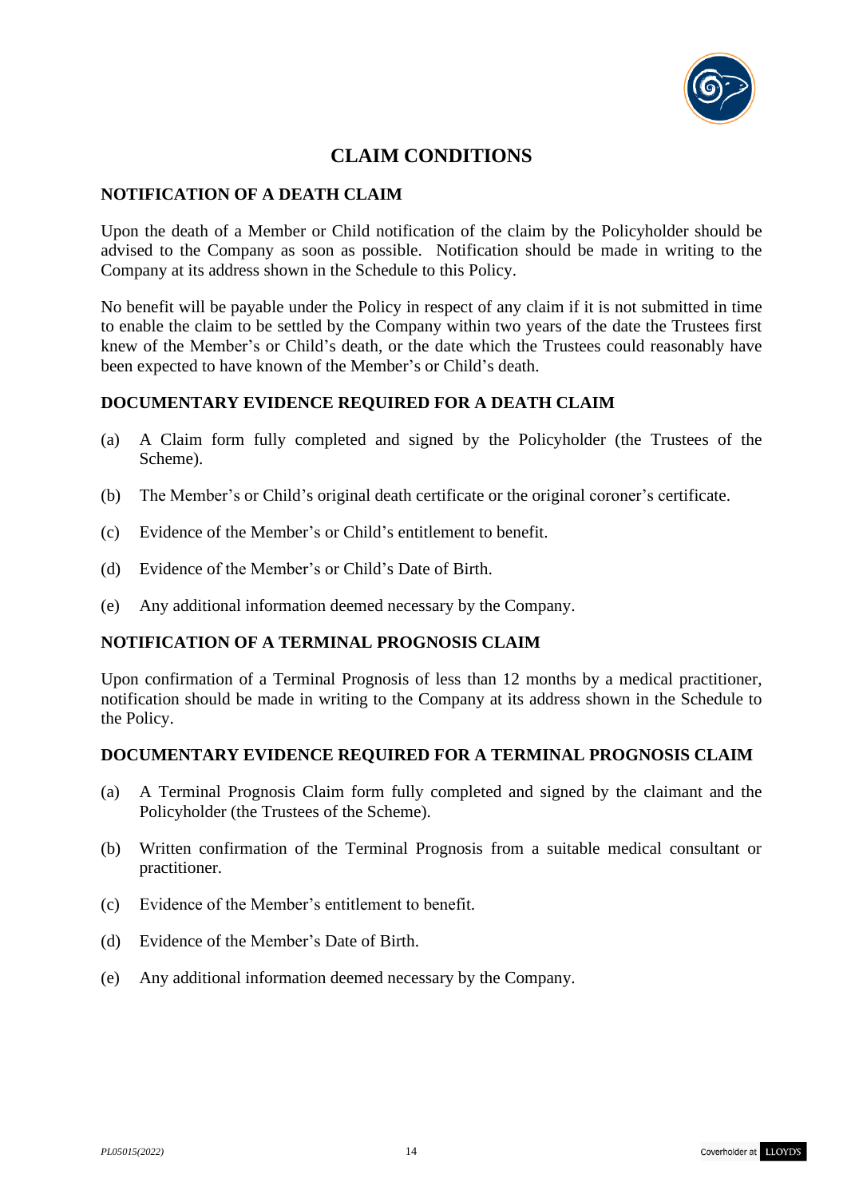# CLAIM CONDITIONS

## NOTIFICATION OF A DEATH CLAIM

Upon the death of a Member or Child notification of the claim by the Policyholder should be advised to the Company as soon as possible. Notification should be made in writing to the Company at its address shown in the Schedule to this Policy.

No benefit will be payable under the Policy in respect of any claim if it is not submitted in time to enable the claim to be settled by the Company within two years of the date the Trustees first knew of the Member's or Child's death, or the date which the Trustees could reasonably have been expected to have known of the Member's or Child's death.

## DOCUMENTARY EVIDENCE REQUIRED FOR A DEATH CLAIM

(a) A Claim form fully completed and signed by the Policyholder (the Trustees of the Scheme).

(b) The Member's or Child's original death certificate or the original coroner's certificate.

(c) Evidence of the Member's or Child's entitlement to benefit.

(d) Evidence of the Member's or Child's Date of Birth.

(e) Any additional information deemed necessary by the Company.

## NOTIFICATION OF A TERMINAL PROGNOSIS CLAIM

Upon confirmation of a Terminal Prognosis of less than 12 months by a medical practitioner, notification should be made in writing to the Company at its address shown in the Schedule to the Policy.

## DOCUMENTARY EVIDENCE REQUIRED FOR A TERMINAL PROGNOSIS CLAIM

(a) A Terminal Prognosis Claim form fully completed and signed by the claimant and the Policyholder (the Trustees of the Scheme).

(b) Written confirmation of the Terminal Prognosis from a suitable medical consultant or practitioner.

(c) Evidence of the Member's entitlement to benefit.

(d) Evidence of the Member's Date of Birth.

(e) Any additional information deemed necessary by the Company.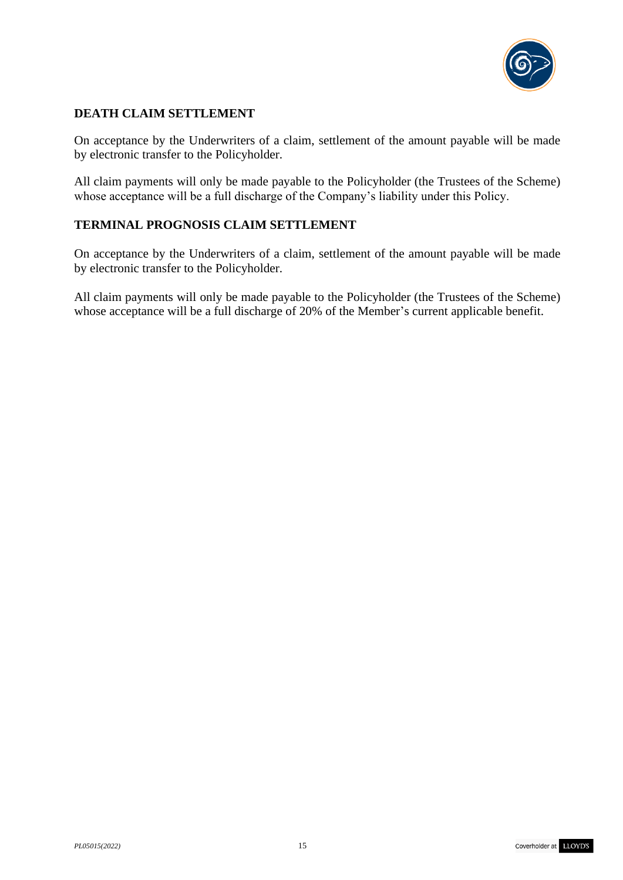## DEATH CLAIM SETTLEMENT

On acceptance by the Underwriters of a claim, settlement of the amount payable will be made by electronic transfer to the Policyholder.

All claim payments will only be made payable to the Policyholder (the Trustees of the Scheme) whose acceptance will be a full discharge of the Company's liability under this Policy.

## TERMINAL PROGNOSIS CLAIM SETTLEMENT

On acceptance by the Underwriters of a claim, settlement of the amount payable will be made by electronic transfer to the Policyholder.

All claim payments will only be made payable to the Policyholder (the Trustees of the Scheme) whose acceptance will be a full discharge of 20% of the Member's current applicable benefit.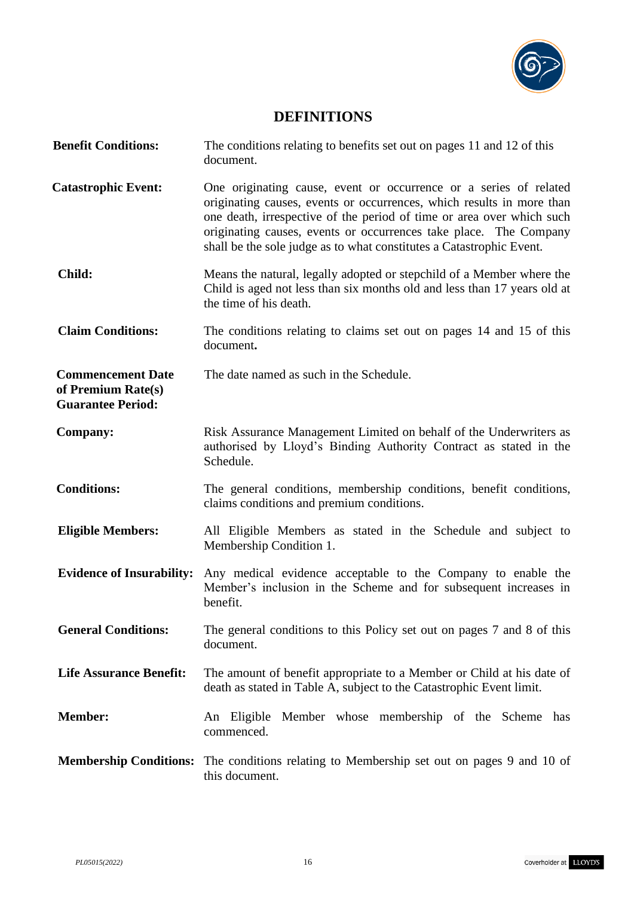# DEFINITIONS

| | |
|---|---|
| **Benefit Conditions:** | The conditions relating to benefits set out on pages 11 and 12 of this document. |
| **Catastrophic Event:** | One originating cause, event or occurrence or a series of related originating causes, events or occurrences, which results in more than one death, irrespective of the period of time or area over which such originating causes, events or occurrences take place. The Company shall be the sole judge as to what constitutes a Catastrophic Event. |
| **Child:** | Means the natural, legally adopted or stepchild of a Member where the Child is aged not less than six months old and less than 17 years old at the time of his death. |
| **Claim Conditions:** | The conditions relating to claims set out on pages 14 and 15 of this document**.** |
| **Commencement Date of Premium Rate(s) Guarantee Period:** | The date named as such in the Schedule. |
| **Company:** | Risk Assurance Management Limited on behalf of the Underwriters as authorised by Lloyd's Binding Authority Contract as stated in the Schedule. |
| **Conditions:** | The general conditions, membership conditions, benefit conditions, claims conditions and premium conditions. |
| **Eligible Members:** | All Eligible Members as stated in the Schedule and subject to Membership Condition 1. |
| **Evidence of Insurability:** | Any medical evidence acceptable to the Company to enable the Member's inclusion in the Scheme and for subsequent increases in benefit. |
| **General Conditions:** | The general conditions to this Policy set out on pages 7 and 8 of this document. |
| **Life Assurance Benefit:** | The amount of benefit appropriate to a Member or Child at his date of death as stated in Table A, subject to the Catastrophic Event limit. |
| **Member:** | An Eligible Member whose membership of the Scheme has commenced. |
| **Membership Conditions:** | The conditions relating to Membership set out on pages 9 and 10 of this document. |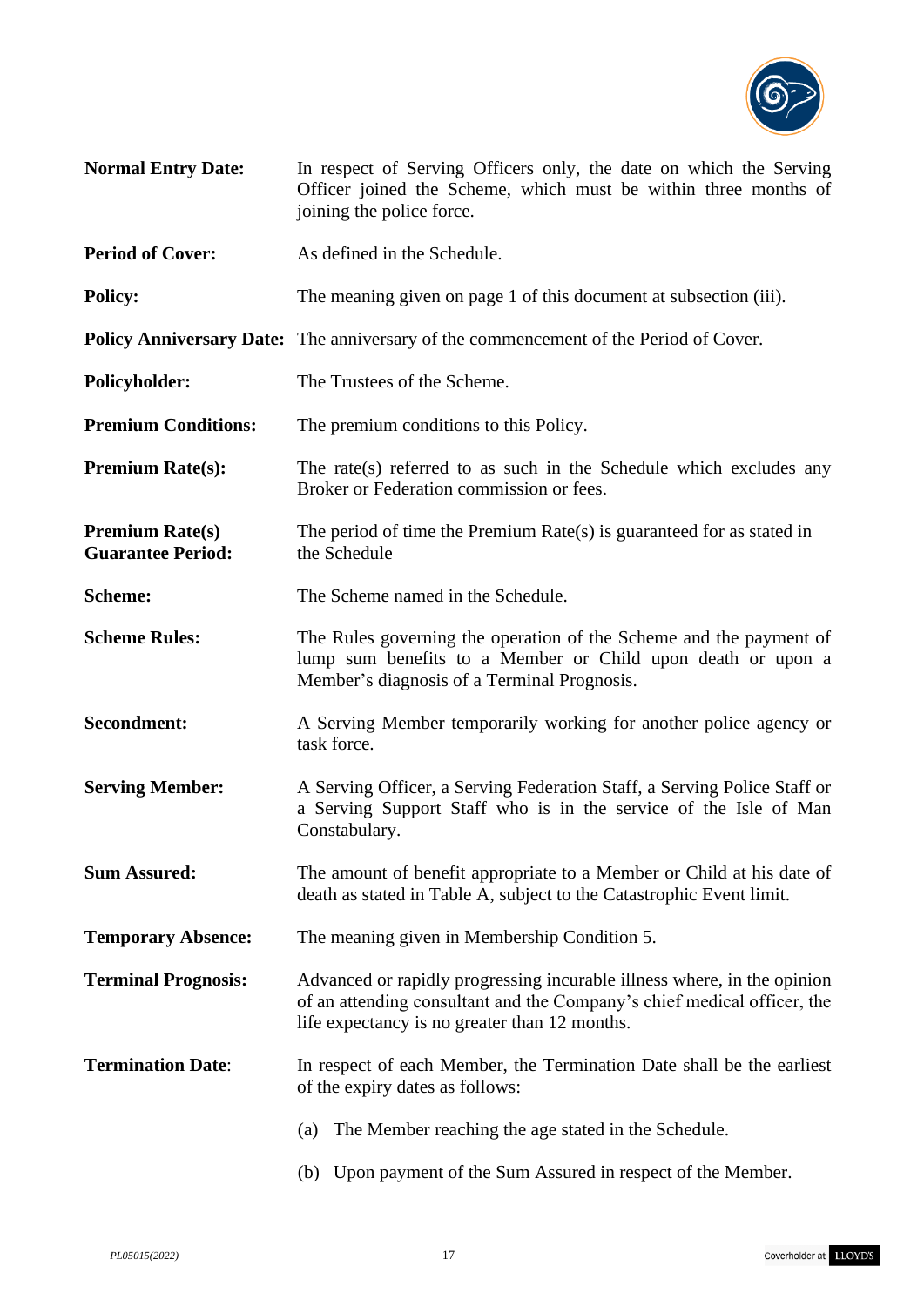**Normal Entry Date:** In respect of Serving Officers only, the date on which the Serving Officer joined the Scheme, which must be within three months of joining the police force.

**Period of Cover:** As defined in the Schedule.

**Policy:** The meaning given on page 1 of this document at subsection (iii).

**Policy Anniversary Date:** The anniversary of the commencement of the Period of Cover.

**Policyholder:** The Trustees of the Scheme.

**Premium Conditions:** The premium conditions to this Policy.

**Premium Rate(s):** The rate(s) referred to as such in the Schedule which excludes any Broker or Federation commission or fees.

**Premium Rate(s) Guarantee Period:** The period of time the Premium Rate(s) is guaranteed for as stated in the Schedule

**Scheme:** The Scheme named in the Schedule.

**Scheme Rules:** The Rules governing the operation of the Scheme and the payment of lump sum benefits to a Member or Child upon death or upon a Member's diagnosis of a Terminal Prognosis.

**Secondment:** A Serving Member temporarily working for another police agency or task force.

**Serving Member:** A Serving Officer, a Serving Federation Staff, a Serving Police Staff or a Serving Support Staff who is in the service of the Isle of Man Constabulary.

**Sum Assured:** The amount of benefit appropriate to a Member or Child at his date of death as stated in Table A, subject to the Catastrophic Event limit.

**Temporary Absence:** The meaning given in Membership Condition 5.

**Terminal Prognosis:** Advanced or rapidly progressing incurable illness where, in the opinion of an attending consultant and the Company's chief medical officer, the life expectancy is no greater than 12 months.

**Termination Date**: In respect of each Member, the Termination Date shall be the earliest of the expiry dates as follows:

(a) The Member reaching the age stated in the Schedule.

(b) Upon payment of the Sum Assured in respect of the Member.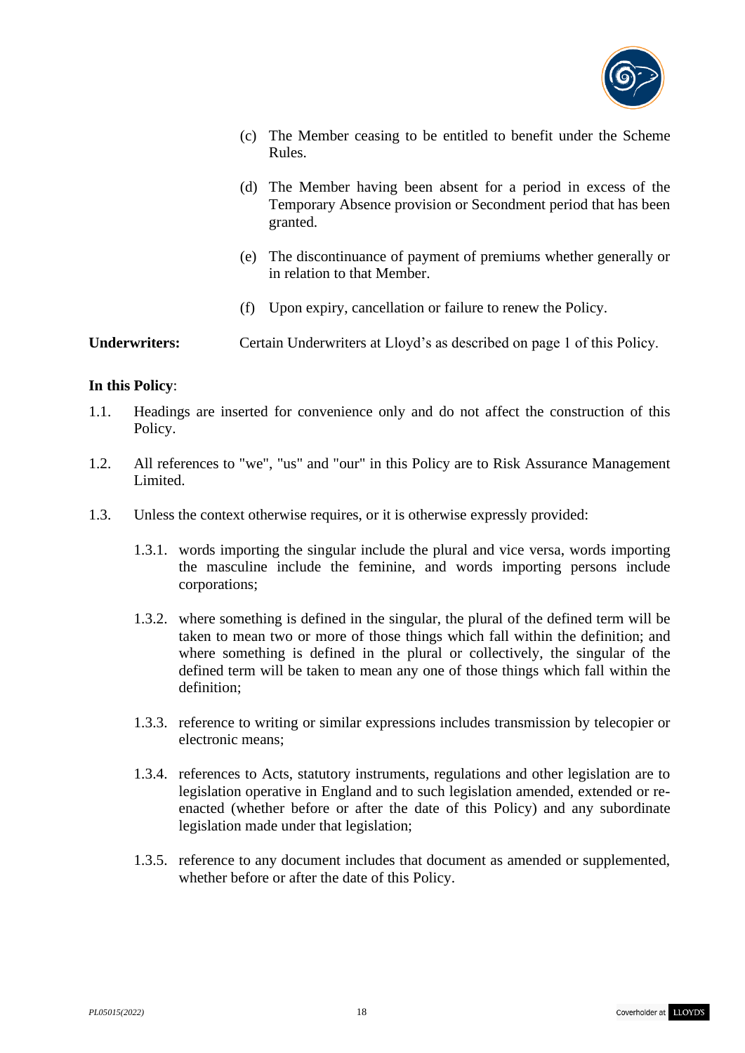(c) The Member ceasing to be entitled to benefit under the Scheme Rules.

(d) The Member having been absent for a period in excess of the Temporary Absence provision or Secondment period that has been granted.

(e) The discontinuance of payment of premiums whether generally or in relation to that Member.

(f) Upon expiry, cancellation or failure to renew the Policy.

**Underwriters:** Certain Underwriters at Lloyd's as described on page 1 of this Policy.

**In this Policy**:

1.1. Headings are inserted for convenience only and do not affect the construction of this Policy.

1.2. All references to "we", "us" and "our" in this Policy are to Risk Assurance Management Limited.

1.3. Unless the context otherwise requires, or it is otherwise expressly provided:

1.3.1. words importing the singular include the plural and vice versa, words importing the masculine include the feminine, and words importing persons include corporations;

1.3.2. where something is defined in the singular, the plural of the defined term will be taken to mean two or more of those things which fall within the definition; and where something is defined in the plural or collectively, the singular of the defined term will be taken to mean any one of those things which fall within the definition;

1.3.3. reference to writing or similar expressions includes transmission by telecopier or electronic means;

1.3.4. references to Acts, statutory instruments, regulations and other legislation are to legislation operative in England and to such legislation amended, extended or re-enacted (whether before or after the date of this Policy) and any subordinate legislation made under that legislation;

1.3.5. reference to any document includes that document as amended or supplemented, whether before or after the date of this Policy.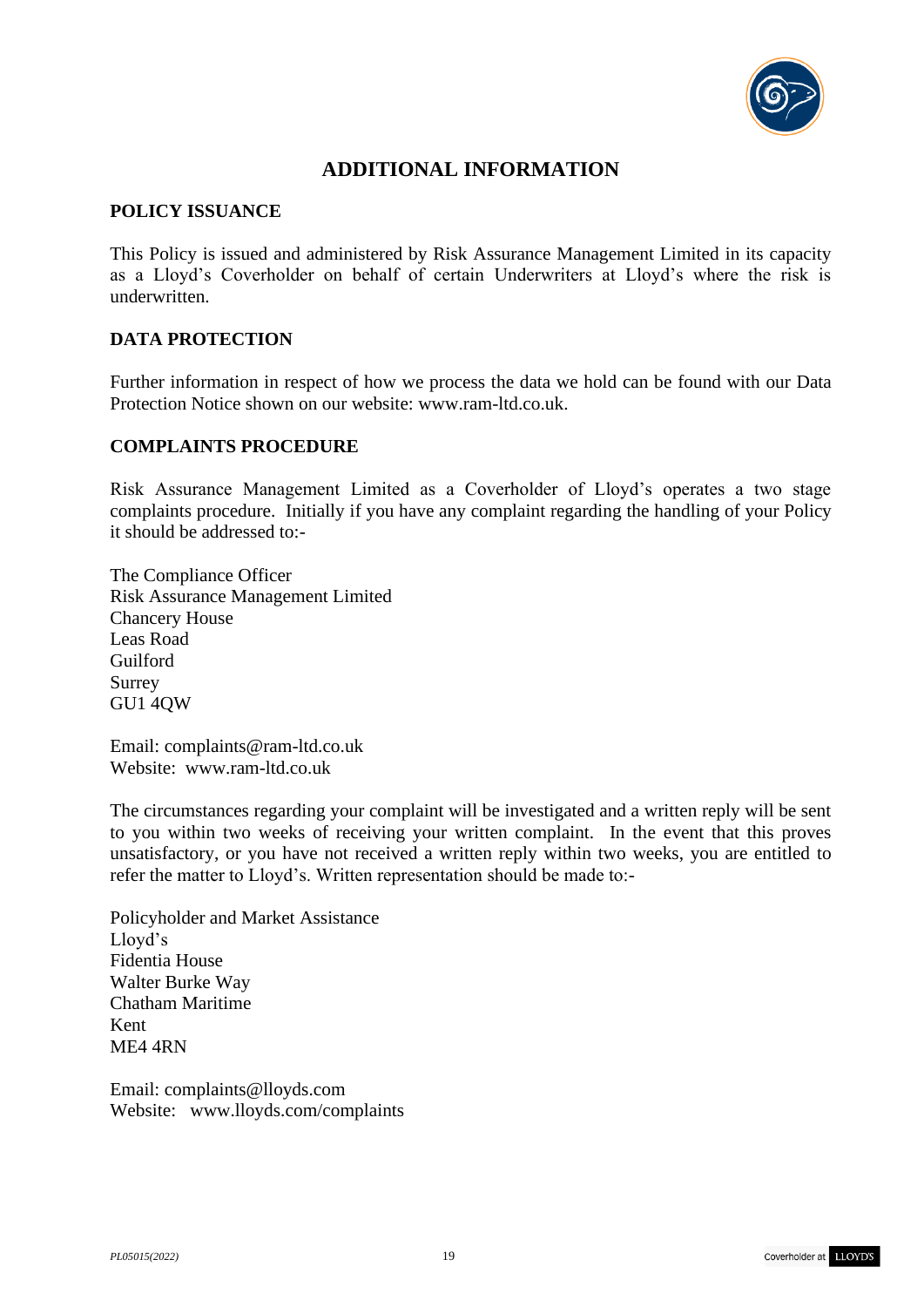# ADDITIONAL INFORMATION

## POLICY ISSUANCE

This Policy is issued and administered by Risk Assurance Management Limited in its capacity as a Lloyd's Coverholder on behalf of certain Underwriters at Lloyd's where the risk is underwritten.

## DATA PROTECTION

Further information in respect of how we process the data we hold can be found with our Data Protection Notice shown on our website: www.ram-ltd.co.uk.

## COMPLAINTS PROCEDURE

Risk Assurance Management Limited as a Coverholder of Lloyd's operates a two stage complaints procedure. Initially if you have any complaint regarding the handling of your Policy it should be addressed to:-

The Compliance Officer
Risk Assurance Management Limited
Chancery House
Leas Road
Guilford
Surrey
GU1 4QW

Email: complaints@ram-ltd.co.uk
Website: www.ram-ltd.co.uk

The circumstances regarding your complaint will be investigated and a written reply will be sent to you within two weeks of receiving your written complaint. In the event that this proves unsatisfactory, or you have not received a written reply within two weeks, you are entitled to refer the matter to Lloyd's. Written representation should be made to:-

Policyholder and Market Assistance
Lloyd's
Fidentia House
Walter Burke Way
Chatham Maritime
Kent
ME4 4RN

Email: complaints@lloyds.com
Website: www.lloyds.com/complaints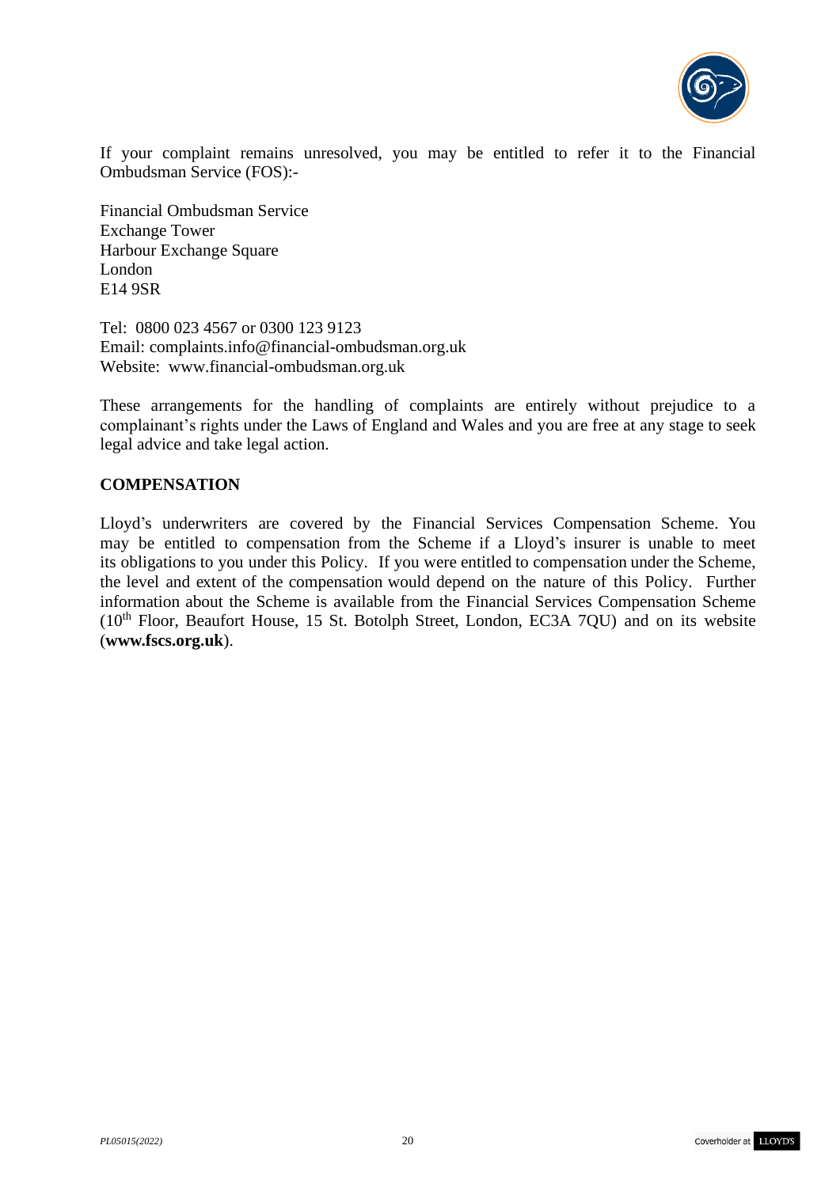If your complaint remains unresolved, you may be entitled to refer it to the Financial Ombudsman Service (FOS):-

Financial Ombudsman Service
Exchange Tower
Harbour Exchange Square
London
E14 9SR

Tel: 0800 023 4567 or 0300 123 9123
Email: complaints.info@financial-ombudsman.org.uk
Website: www.financial-ombudsman.org.uk

These arrangements for the handling of complaints are entirely without prejudice to a complainant's rights under the Laws of England and Wales and you are free at any stage to seek legal advice and take legal action.

## COMPENSATION

Lloyd's underwriters are covered by the Financial Services Compensation Scheme. You may be entitled to compensation from the Scheme if a Lloyd's insurer is unable to meet its obligations to you under this Policy. If you were entitled to compensation under the Scheme, the level and extent of the compensation would depend on the nature of this Policy. Further information about the Scheme is available from the Financial Services Compensation Scheme (10th Floor, Beaufort House, 15 St. Botolph Street, London, EC3A 7QU) and on its website (**www.fscs.org.uk**).